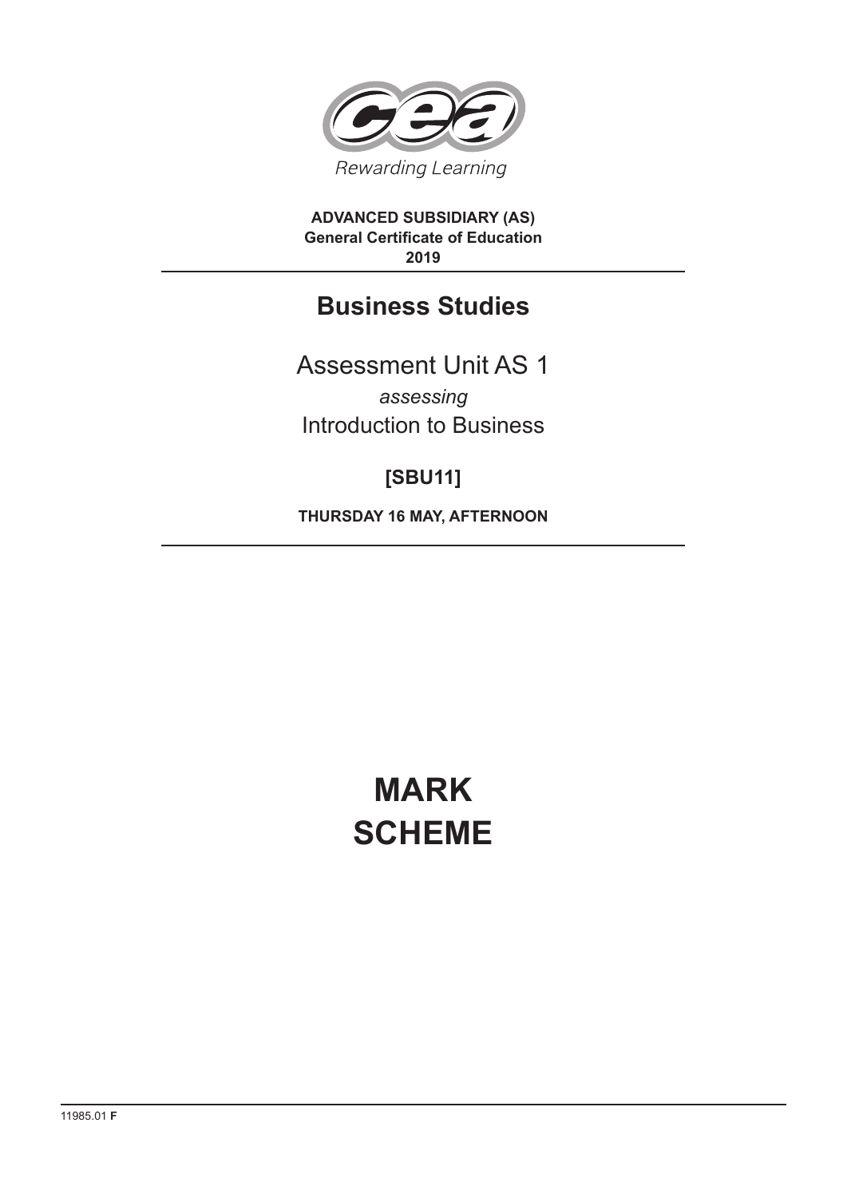Rewarding Learning

**ADVANCED SUBSIDIARY (AS)**
**General Certificate of Education**
**2019**

## Business Studies

Assessment Unit AS 1

*assessing*

Introduction to Business

**[SBU11]**

**THURSDAY 16 MAY, AFTERNOON**

# MARK SCHEME

11985.01 **F**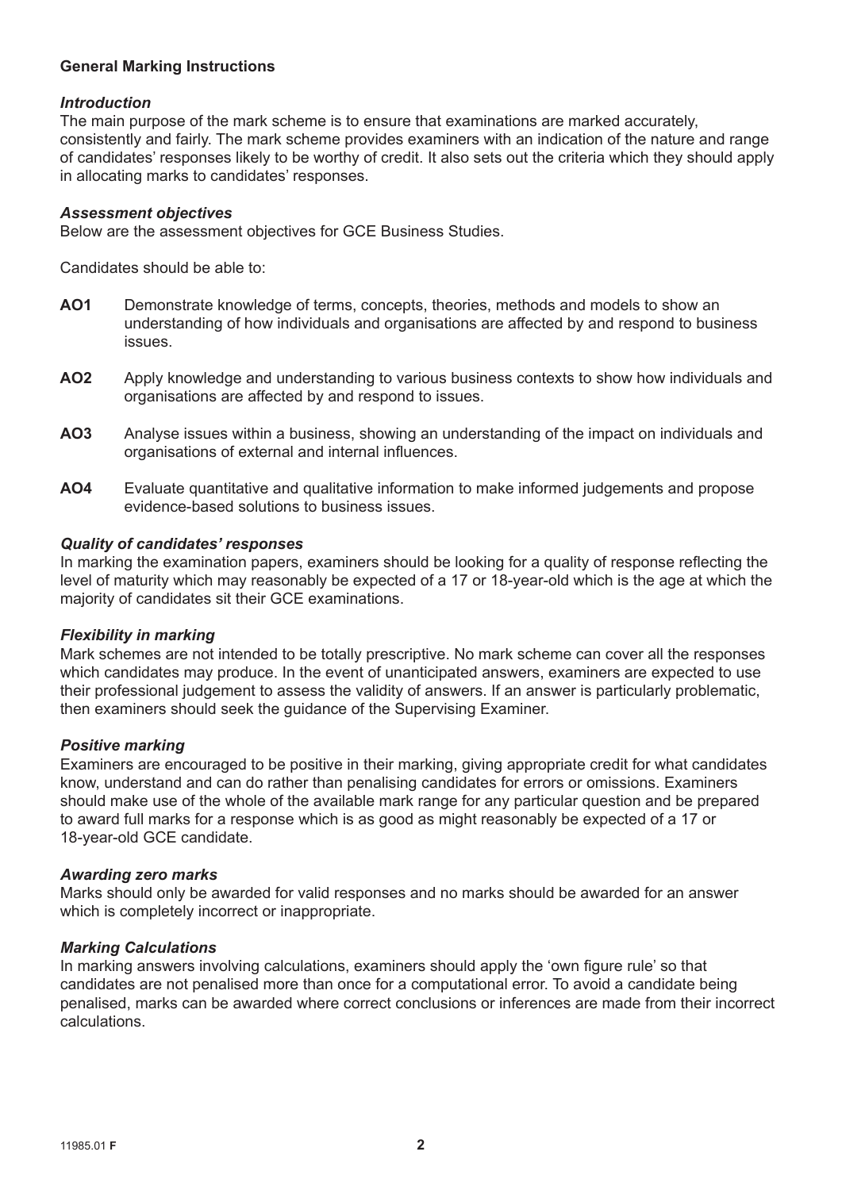**General Marking Instructions**

***Introduction***

The main purpose of the mark scheme is to ensure that examinations are marked accurately, consistently and fairly. The mark scheme provides examiners with an indication of the nature and range of candidates' responses likely to be worthy of credit. It also sets out the criteria which they should apply in allocating marks to candidates' responses.

***Assessment objectives***

Below are the assessment objectives for GCE Business Studies.

Candidates should be able to:

**AO1** Demonstrate knowledge of terms, concepts, theories, methods and models to show an understanding of how individuals and organisations are affected by and respond to business issues.

**AO2** Apply knowledge and understanding to various business contexts to show how individuals and organisations are affected by and respond to issues.

**AO3** Analyse issues within a business, showing an understanding of the impact on individuals and organisations of external and internal influences.

**AO4** Evaluate quantitative and qualitative information to make informed judgements and propose evidence-based solutions to business issues.

***Quality of candidates' responses***

In marking the examination papers, examiners should be looking for a quality of response reflecting the level of maturity which may reasonably be expected of a 17 or 18-year-old which is the age at which the majority of candidates sit their GCE examinations.

***Flexibility in marking***

Mark schemes are not intended to be totally prescriptive. No mark scheme can cover all the responses which candidates may produce. In the event of unanticipated answers, examiners are expected to use their professional judgement to assess the validity of answers. If an answer is particularly problematic, then examiners should seek the guidance of the Supervising Examiner.

***Positive marking***

Examiners are encouraged to be positive in their marking, giving appropriate credit for what candidates know, understand and can do rather than penalising candidates for errors or omissions. Examiners should make use of the whole of the available mark range for any particular question and be prepared to award full marks for a response which is as good as might reasonably be expected of a 17 or 18-year-old GCE candidate.

***Awarding zero marks***

Marks should only be awarded for valid responses and no marks should be awarded for an answer which is completely incorrect or inappropriate.

***Marking Calculations***

In marking answers involving calculations, examiners should apply the 'own figure rule' so that candidates are not penalised more than once for a computational error. To avoid a candidate being penalised, marks can be awarded where correct conclusions or inferences are made from their incorrect calculations.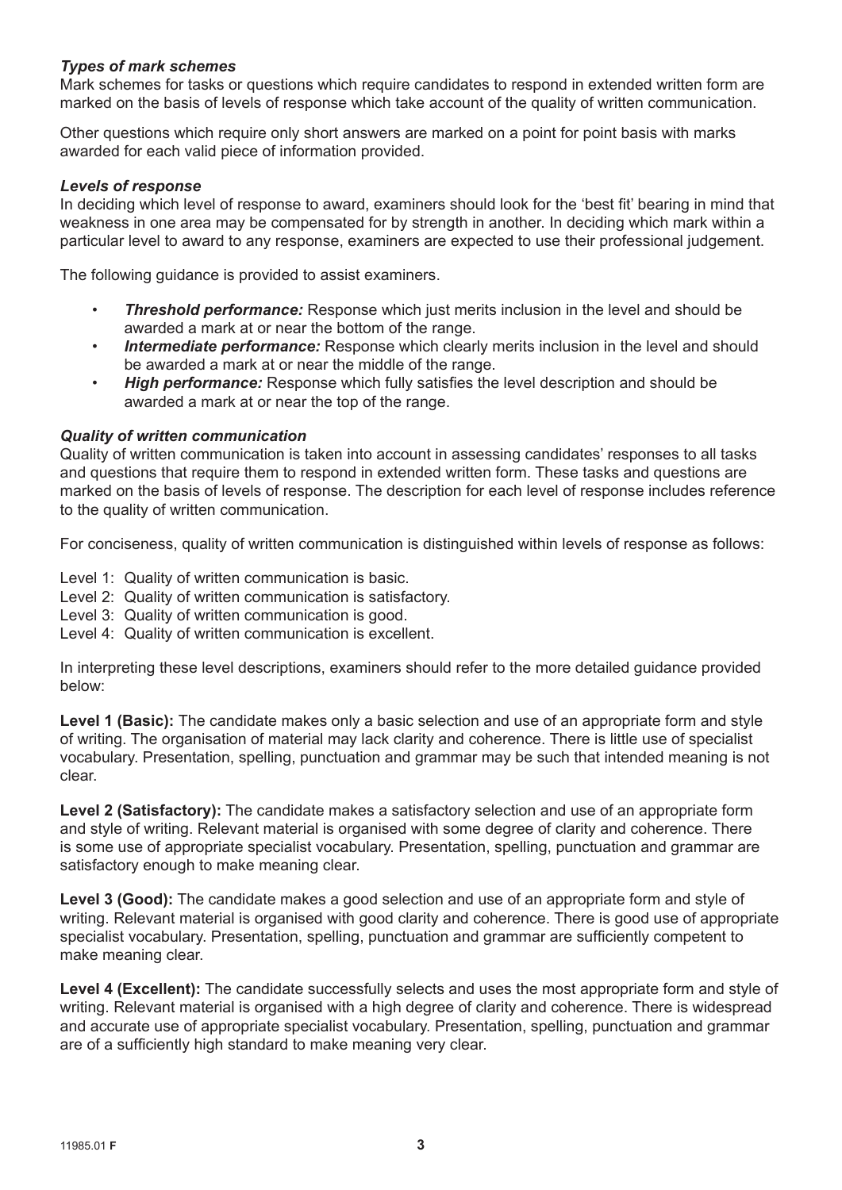***Types of mark schemes***
Mark schemes for tasks or questions which require candidates to respond in extended written form are marked on the basis of levels of response which take account of the quality of written communication.

Other questions which require only short answers are marked on a point for point basis with marks awarded for each valid piece of information provided.

***Levels of response***
In deciding which level of response to award, examiners should look for the 'best fit' bearing in mind that weakness in one area may be compensated for by strength in another. In deciding which mark within a particular level to award to any response, examiners are expected to use their professional judgement.

The following guidance is provided to assist examiners.

- ***Threshold performance:*** Response which just merits inclusion in the level and should be awarded a mark at or near the bottom of the range.
- ***Intermediate performance:*** Response which clearly merits inclusion in the level and should be awarded a mark at or near the middle of the range.
- ***High performance:*** Response which fully satisfies the level description and should be awarded a mark at or near the top of the range.

***Quality of written communication***
Quality of written communication is taken into account in assessing candidates' responses to all tasks and questions that require them to respond in extended written form. These tasks and questions are marked on the basis of levels of response. The description for each level of response includes reference to the quality of written communication.

For conciseness, quality of written communication is distinguished within levels of response as follows:

Level 1: Quality of written communication is basic.
Level 2: Quality of written communication is satisfactory.
Level 3: Quality of written communication is good.
Level 4: Quality of written communication is excellent.

In interpreting these level descriptions, examiners should refer to the more detailed guidance provided below:

**Level 1 (Basic):** The candidate makes only a basic selection and use of an appropriate form and style of writing. The organisation of material may lack clarity and coherence. There is little use of specialist vocabulary. Presentation, spelling, punctuation and grammar may be such that intended meaning is not clear.

**Level 2 (Satisfactory):** The candidate makes a satisfactory selection and use of an appropriate form and style of writing. Relevant material is organised with some degree of clarity and coherence. There is some use of appropriate specialist vocabulary. Presentation, spelling, punctuation and grammar are satisfactory enough to make meaning clear.

**Level 3 (Good):** The candidate makes a good selection and use of an appropriate form and style of writing. Relevant material is organised with good clarity and coherence. There is good use of appropriate specialist vocabulary. Presentation, spelling, punctuation and grammar are sufficiently competent to make meaning clear.

**Level 4 (Excellent):** The candidate successfully selects and uses the most appropriate form and style of writing. Relevant material is organised with a high degree of clarity and coherence. There is widespread and accurate use of appropriate specialist vocabulary. Presentation, spelling, punctuation and grammar are of a sufficiently high standard to make meaning very clear.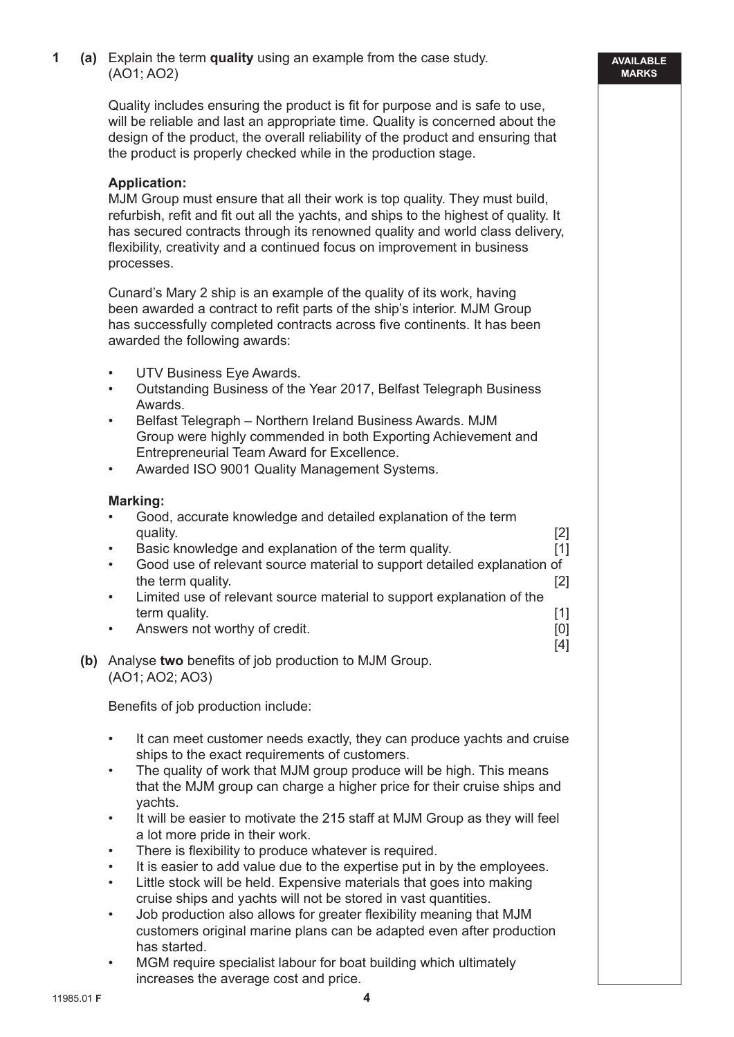**1 (a)** Explain the term **quality** using an example from the case study. (AO1; AO2)

Quality includes ensuring the product is fit for purpose and is safe to use, will be reliable and last an appropriate time. Quality is concerned about the design of the product, the overall reliability of the product and ensuring that the product is properly checked while in the production stage.

**Application:**

MJM Group must ensure that all their work is top quality. They must build, refurbish, refit and fit out all the yachts, and ships to the highest of quality. It has secured contracts through its renowned quality and world class delivery, flexibility, creativity and a continued focus on improvement in business processes.

Cunard's Mary 2 ship is an example of the quality of its work, having been awarded a contract to refit parts of the ship's interior. MJM Group has successfully completed contracts across five continents. It has been awarded the following awards:

- UTV Business Eye Awards.
- Outstanding Business of the Year 2017, Belfast Telegraph Business Awards.
- Belfast Telegraph – Northern Ireland Business Awards. MJM Group were highly commended in both Exporting Achievement and Entrepreneurial Team Award for Excellence.
- Awarded ISO 9001 Quality Management Systems.

**Marking:**

- Good, accurate knowledge and detailed explanation of the term quality. [2]
- Basic knowledge and explanation of the term quality. [1]
- Good use of relevant source material to support detailed explanation of the term quality. [2]
- Limited use of relevant source material to support explanation of the term quality. [1]
- Answers not worthy of credit. [0]

[4]

**(b)** Analyse **two** benefits of job production to MJM Group. (AO1; AO2; AO3)

Benefits of job production include:

- It can meet customer needs exactly, they can produce yachts and cruise ships to the exact requirements of customers.
- The quality of work that MJM group produce will be high. This means that the MJM group can charge a higher price for their cruise ships and yachts.
- It will be easier to motivate the 215 staff at MJM Group as they will feel a lot more pride in their work.
- There is flexibility to produce whatever is required.
- It is easier to add value due to the expertise put in by the employees.
- Little stock will be held. Expensive materials that goes into making cruise ships and yachts will not be stored in vast quantities.
- Job production also allows for greater flexibility meaning that MJM customers original marine plans can be adapted even after production has started.
- MGM require specialist labour for boat building which ultimately increases the average cost and price.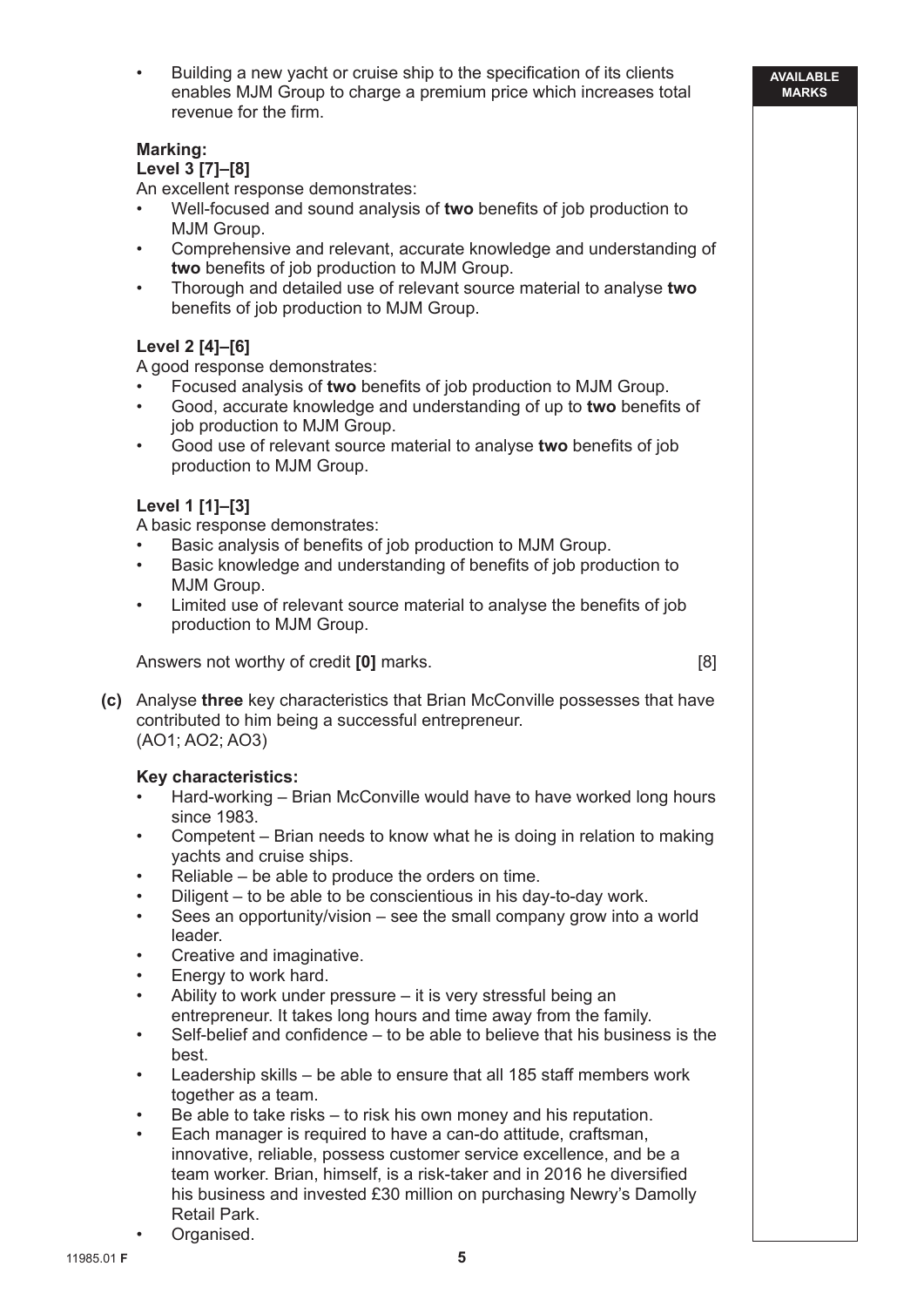- Building a new yacht or cruise ship to the specification of its clients enables MJM Group to charge a premium price which increases total revenue for the firm.

**Marking:**
**Level 3 [7]–[8]**
An excellent response demonstrates:
- Well-focused and sound analysis of **two** benefits of job production to MJM Group.
- Comprehensive and relevant, accurate knowledge and understanding of **two** benefits of job production to MJM Group.
- Thorough and detailed use of relevant source material to analyse **two** benefits of job production to MJM Group.

**Level 2 [4]–[6]**
A good response demonstrates:
- Focused analysis of **two** benefits of job production to MJM Group.
- Good, accurate knowledge and understanding of up to **two** benefits of job production to MJM Group.
- Good use of relevant source material to analyse **two** benefits of job production to MJM Group.

**Level 1 [1]–[3]**
A basic response demonstrates:
- Basic analysis of benefits of job production to MJM Group.
- Basic knowledge and understanding of benefits of job production to MJM Group.
- Limited use of relevant source material to analyse the benefits of job production to MJM Group.

Answers not worthy of credit **[0]** marks. [8]

**(c)** Analyse **three** key characteristics that Brian McConville possesses that have contributed to him being a successful entrepreneur.
(AO1; AO2; AO3)

**Key characteristics:**
- Hard-working – Brian McConville would have to have worked long hours since 1983.
- Competent – Brian needs to know what he is doing in relation to making yachts and cruise ships.
- Reliable – be able to produce the orders on time.
- Diligent – to be able to be conscientious in his day-to-day work.
- Sees an opportunity/vision – see the small company grow into a world leader.
- Creative and imaginative.
- Energy to work hard.
- Ability to work under pressure – it is very stressful being an entrepreneur. It takes long hours and time away from the family.
- Self-belief and confidence – to be able to believe that his business is the best.
- Leadership skills – be able to ensure that all 185 staff members work together as a team.
- Be able to take risks – to risk his own money and his reputation.
- Each manager is required to have a can-do attitude, craftsman, innovative, reliable, possess customer service excellence, and be a team worker. Brian, himself, is a risk-taker and in 2016 he diversified his business and invested £30 million on purchasing Newry's Damolly Retail Park.
- Organised.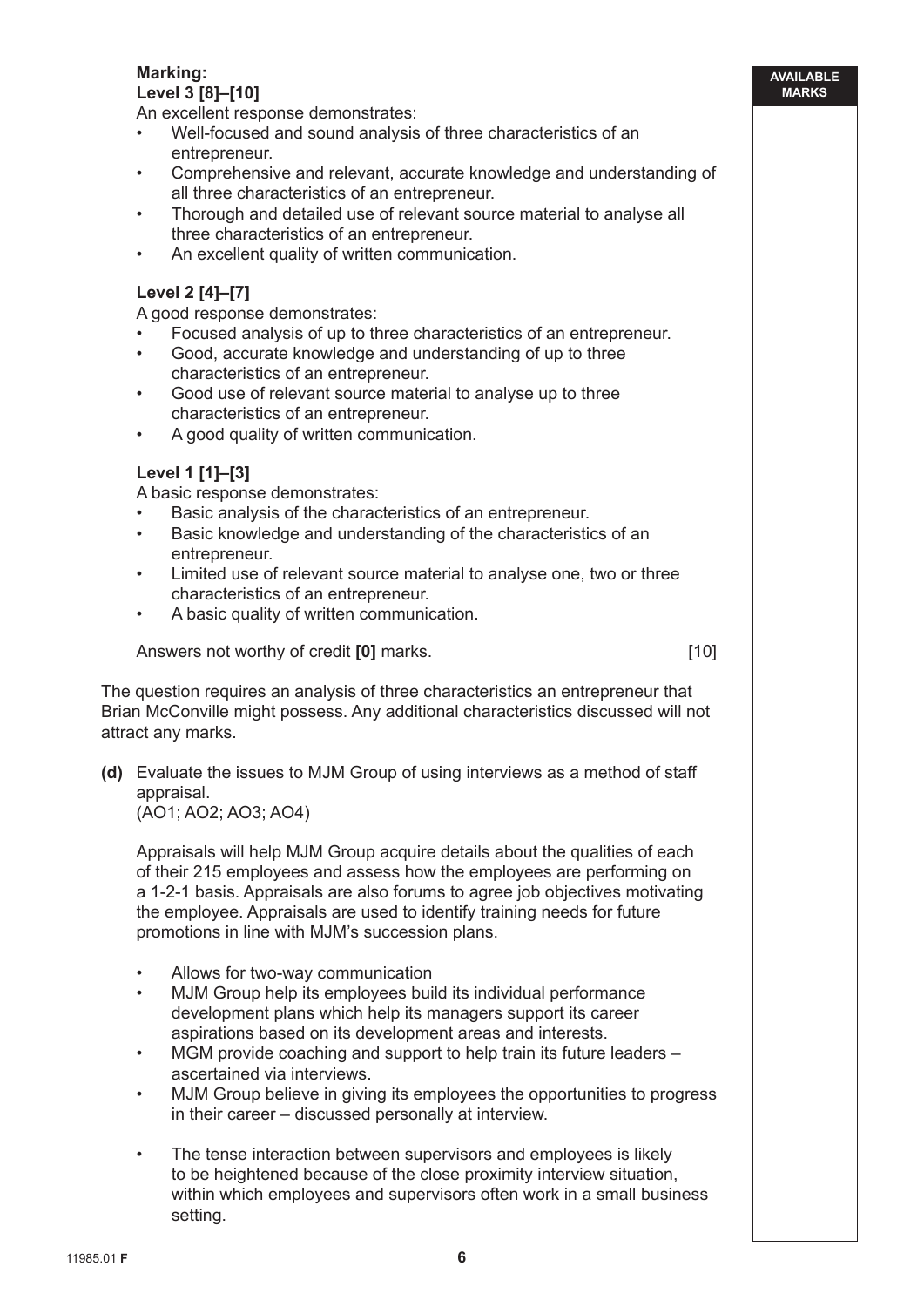**Marking:**
**Level 3 [8]–[10]**
An excellent response demonstrates:

- Well-focused and sound analysis of three characteristics of an entrepreneur.
- Comprehensive and relevant, accurate knowledge and understanding of all three characteristics of an entrepreneur.
- Thorough and detailed use of relevant source material to analyse all three characteristics of an entrepreneur.
- An excellent quality of written communication.

**Level 2 [4]–[7]**
A good response demonstrates:

- Focused analysis of up to three characteristics of an entrepreneur.
- Good, accurate knowledge and understanding of up to three characteristics of an entrepreneur.
- Good use of relevant source material to analyse up to three characteristics of an entrepreneur.
- A good quality of written communication.

**Level 1 [1]–[3]**
A basic response demonstrates:

- Basic analysis of the characteristics of an entrepreneur.
- Basic knowledge and understanding of the characteristics of an entrepreneur.
- Limited use of relevant source material to analyse one, two or three characteristics of an entrepreneur.
- A basic quality of written communication.

Answers not worthy of credit **[0]** marks. [10]

The question requires an analysis of three characteristics an entrepreneur that Brian McConville might possess. Any additional characteristics discussed will not attract any marks.

**(d)** Evaluate the issues to MJM Group of using interviews as a method of staff appraisal.
(AO1; AO2; AO3; AO4)

Appraisals will help MJM Group acquire details about the qualities of each of their 215 employees and assess how the employees are performing on a 1-2-1 basis. Appraisals are also forums to agree job objectives motivating the employee. Appraisals are used to identify training needs for future promotions in line with MJM's succession plans.

- Allows for two-way communication
- MJM Group help its employees build its individual performance development plans which help its managers support its career aspirations based on its development areas and interests.
- MGM provide coaching and support to help train its future leaders – ascertained via interviews.
- MJM Group believe in giving its employees the opportunities to progress in their career – discussed personally at interview.

- The tense interaction between supervisors and employees is likely to be heightened because of the close proximity interview situation, within which employees and supervisors often work in a small business setting.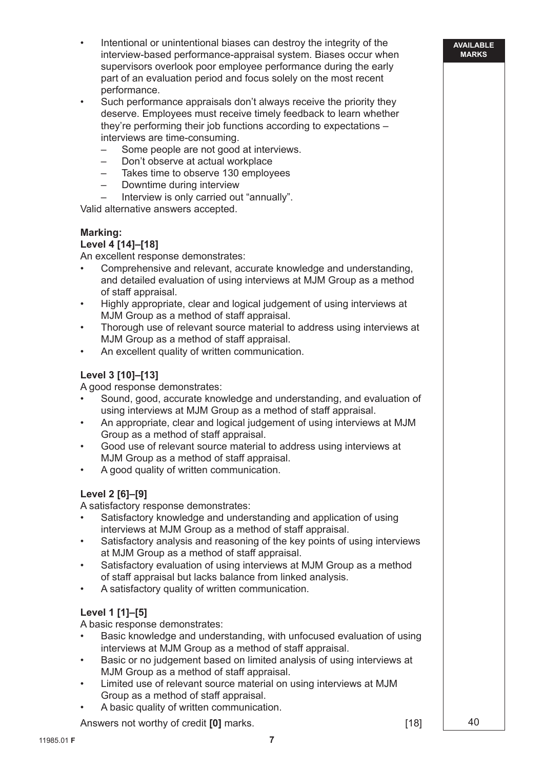- Intentional or unintentional biases can destroy the integrity of the interview-based performance-appraisal system. Biases occur when supervisors overlook poor employee performance during the early part of an evaluation period and focus solely on the most recent performance.
- Such performance appraisals don't always receive the priority they deserve. Employees must receive timely feedback to learn whether they're performing their job functions according to expectations – interviews are time-consuming.
  - Some people are not good at interviews.
  - Don't observe at actual workplace
  - Takes time to observe 130 employees
  - Downtime during interview
  - Interview is only carried out "annually".

Valid alternative answers accepted.

**Marking:**

**Level 4 [14]–[18]**

An excellent response demonstrates:

- Comprehensive and relevant, accurate knowledge and understanding, and detailed evaluation of using interviews at MJM Group as a method of staff appraisal.
- Highly appropriate, clear and logical judgement of using interviews at MJM Group as a method of staff appraisal.
- Thorough use of relevant source material to address using interviews at MJM Group as a method of staff appraisal.
- An excellent quality of written communication.

**Level 3 [10]–[13]**

A good response demonstrates:

- Sound, good, accurate knowledge and understanding, and evaluation of using interviews at MJM Group as a method of staff appraisal.
- An appropriate, clear and logical judgement of using interviews at MJM Group as a method of staff appraisal.
- Good use of relevant source material to address using interviews at MJM Group as a method of staff appraisal.
- A good quality of written communication.

**Level 2 [6]–[9]**

A satisfactory response demonstrates:

- Satisfactory knowledge and understanding and application of using interviews at MJM Group as a method of staff appraisal.
- Satisfactory analysis and reasoning of the key points of using interviews at MJM Group as a method of staff appraisal.
- Satisfactory evaluation of using interviews at MJM Group as a method of staff appraisal but lacks balance from linked analysis.
- A satisfactory quality of written communication.

**Level 1 [1]–[5]**

A basic response demonstrates:

- Basic knowledge and understanding, with unfocused evaluation of using interviews at MJM Group as a method of staff appraisal.
- Basic or no judgement based on limited analysis of using interviews at MJM Group as a method of staff appraisal.
- Limited use of relevant source material on using interviews at MJM Group as a method of staff appraisal.
- A basic quality of written communication.

Answers not worthy of credit **[0]** marks. [18]

**AVAILABLE MARKS:** 40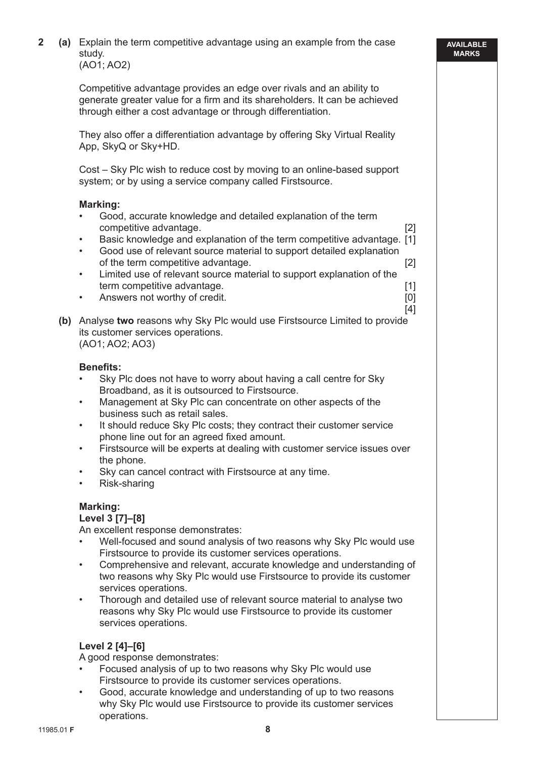**2 (a)** Explain the term competitive advantage using an example from the case study.
(AO1; AO2)

Competitive advantage provides an edge over rivals and an ability to generate greater value for a firm and its shareholders. It can be achieved through either a cost advantage or through differentiation.

They also offer a differentiation advantage by offering Sky Virtual Reality App, SkyQ or Sky+HD.

Cost – Sky Plc wish to reduce cost by moving to an online-based support system; or by using a service company called Firstsource.

**Marking:**

- Good, accurate knowledge and detailed explanation of the term competitive advantage. [2]
- Basic knowledge and explanation of the term competitive advantage. [1]
- Good use of relevant source material to support detailed explanation of the term competitive advantage. [2]
- Limited use of relevant source material to support explanation of the term competitive advantage. [1]
- Answers not worthy of credit. [0]

[4]

**(b)** Analyse **two** reasons why Sky Plc would use Firstsource Limited to provide its customer services operations.
(AO1; AO2; AO3)

**Benefits:**

- Sky Plc does not have to worry about having a call centre for Sky Broadband, as it is outsourced to Firstsource.
- Management at Sky Plc can concentrate on other aspects of the business such as retail sales.
- It should reduce Sky Plc costs; they contract their customer service phone line out for an agreed fixed amount.
- Firstsource will be experts at dealing with customer service issues over the phone.
- Sky can cancel contract with Firstsource at any time.
- Risk-sharing

**Marking:**

**Level 3 [7]–[8]**

An excellent response demonstrates:

- Well-focused and sound analysis of two reasons why Sky Plc would use Firstsource to provide its customer services operations.
- Comprehensive and relevant, accurate knowledge and understanding of two reasons why Sky Plc would use Firstsource to provide its customer services operations.
- Thorough and detailed use of relevant source material to analyse two reasons why Sky Plc would use Firstsource to provide its customer services operations.

**Level 2 [4]–[6]**

A good response demonstrates:

- Focused analysis of up to two reasons why Sky Plc would use Firstsource to provide its customer services operations.
- Good, accurate knowledge and understanding of up to two reasons why Sky Plc would use Firstsource to provide its customer services operations.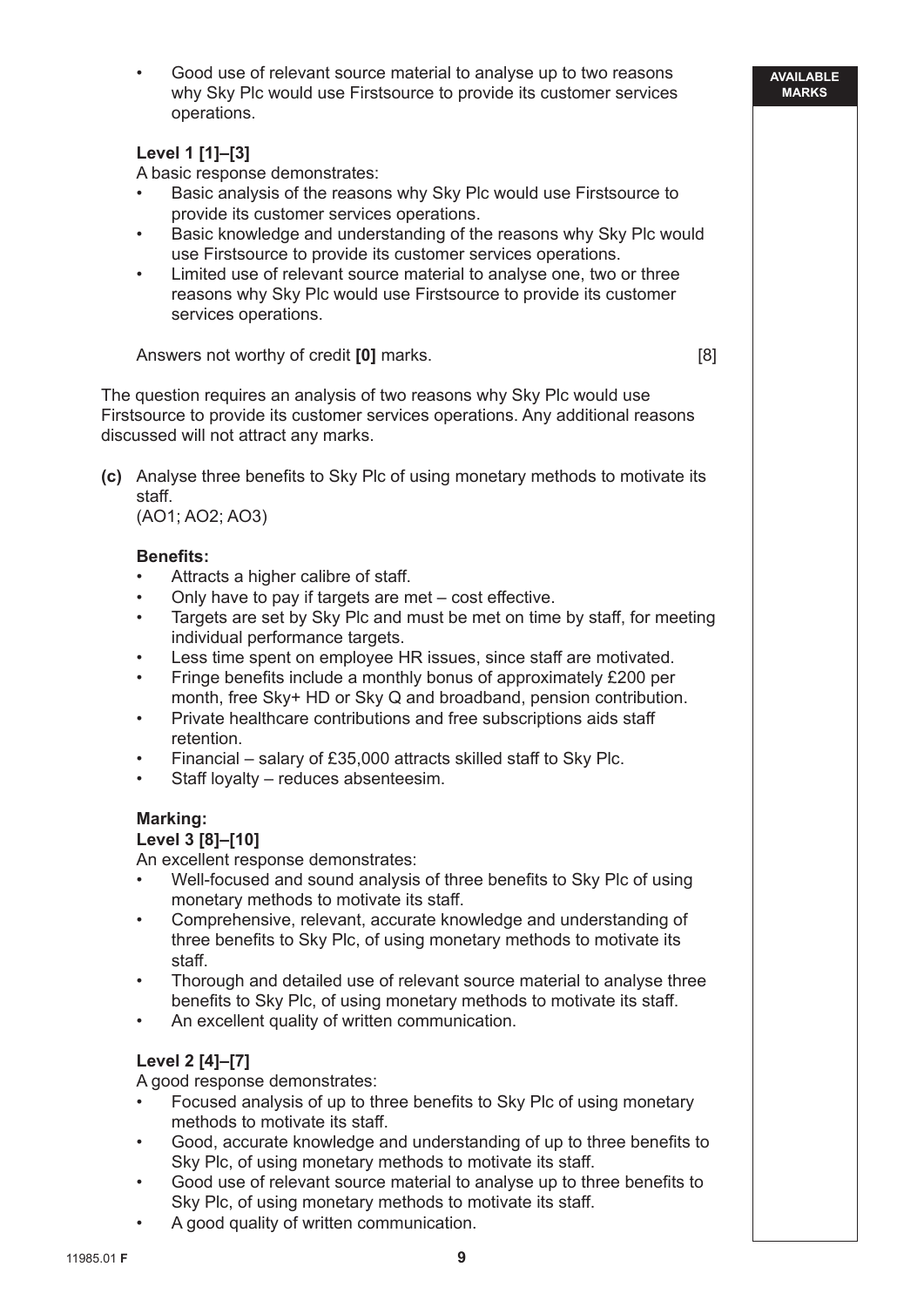- Good use of relevant source material to analyse up to two reasons why Sky Plc would use Firstsource to provide its customer services operations.

**Level 1 [1]–[3]**

A basic response demonstrates:

- Basic analysis of the reasons why Sky Plc would use Firstsource to provide its customer services operations.
- Basic knowledge and understanding of the reasons why Sky Plc would use Firstsource to provide its customer services operations.
- Limited use of relevant source material to analyse one, two or three reasons why Sky Plc would use Firstsource to provide its customer services operations.

Answers not worthy of credit **[0]** marks. [8]

The question requires an analysis of two reasons why Sky Plc would use Firstsource to provide its customer services operations. Any additional reasons discussed will not attract any marks.

**(c)** Analyse three benefits to Sky Plc of using monetary methods to motivate its staff.
(AO1; AO2; AO3)

**Benefits:**

- Attracts a higher calibre of staff.
- Only have to pay if targets are met – cost effective.
- Targets are set by Sky Plc and must be met on time by staff, for meeting individual performance targets.
- Less time spent on employee HR issues, since staff are motivated.
- Fringe benefits include a monthly bonus of approximately £200 per month, free Sky+ HD or Sky Q and broadband, pension contribution.
- Private healthcare contributions and free subscriptions aids staff retention.
- Financial – salary of £35,000 attracts skilled staff to Sky Plc.
- Staff loyalty – reduces absenteesim.

**Marking:**

**Level 3 [8]–[10]**

An excellent response demonstrates:

- Well-focused and sound analysis of three benefits to Sky Plc of using monetary methods to motivate its staff.
- Comprehensive, relevant, accurate knowledge and understanding of three benefits to Sky Plc, of using monetary methods to motivate its staff.
- Thorough and detailed use of relevant source material to analyse three benefits to Sky Plc, of using monetary methods to motivate its staff.
- An excellent quality of written communication.

**Level 2 [4]–[7]**

A good response demonstrates:

- Focused analysis of up to three benefits to Sky Plc of using monetary methods to motivate its staff.
- Good, accurate knowledge and understanding of up to three benefits to Sky Plc, of using monetary methods to motivate its staff.
- Good use of relevant source material to analyse up to three benefits to Sky Plc, of using monetary methods to motivate its staff.
- A good quality of written communication.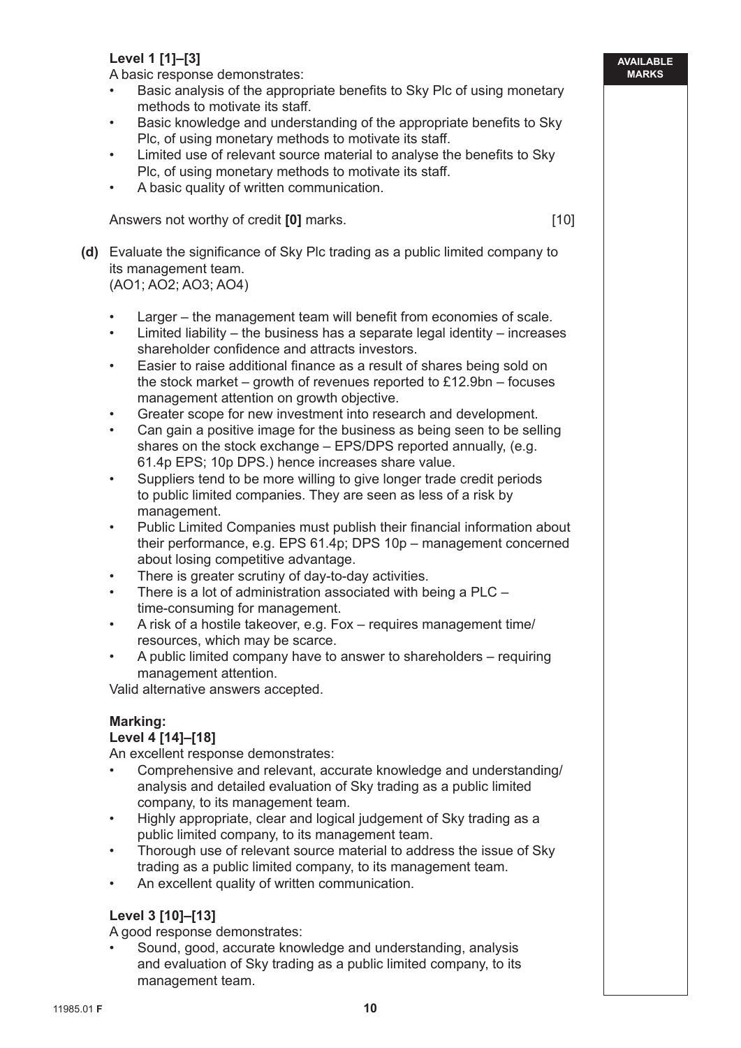**Level 1 [1]–[3]**

A basic response demonstrates:

- Basic analysis of the appropriate benefits to Sky Plc of using monetary methods to motivate its staff.
- Basic knowledge and understanding of the appropriate benefits to Sky Plc, of using monetary methods to motivate its staff.
- Limited use of relevant source material to analyse the benefits to Sky Plc, of using monetary methods to motivate its staff.
- A basic quality of written communication.

Answers not worthy of credit **[0]** marks. [10]

**(d)** Evaluate the significance of Sky Plc trading as a public limited company to its management team.
(AO1; AO2; AO3; AO4)

- Larger – the management team will benefit from economies of scale.
- Limited liability – the business has a separate legal identity – increases shareholder confidence and attracts investors.
- Easier to raise additional finance as a result of shares being sold on the stock market – growth of revenues reported to £12.9bn – focuses management attention on growth objective.
- Greater scope for new investment into research and development.
- Can gain a positive image for the business as being seen to be selling shares on the stock exchange – EPS/DPS reported annually, (e.g. 61.4p EPS; 10p DPS.) hence increases share value.
- Suppliers tend to be more willing to give longer trade credit periods to public limited companies. They are seen as less of a risk by management.
- Public Limited Companies must publish their financial information about their performance, e.g. EPS 61.4p; DPS 10p – management concerned about losing competitive advantage.
- There is greater scrutiny of day-to-day activities.
- There is a lot of administration associated with being a PLC – time-consuming for management.
- A risk of a hostile takeover, e.g. Fox – requires management time/ resources, which may be scarce.
- A public limited company have to answer to shareholders – requiring management attention.

Valid alternative answers accepted.

**Marking:**

**Level 4 [14]–[18]**

An excellent response demonstrates:

- Comprehensive and relevant, accurate knowledge and understanding/ analysis and detailed evaluation of Sky trading as a public limited company, to its management team.
- Highly appropriate, clear and logical judgement of Sky trading as a public limited company, to its management team.
- Thorough use of relevant source material to address the issue of Sky trading as a public limited company, to its management team.
- An excellent quality of written communication.

**Level 3 [10]–[13]**

A good response demonstrates:

- Sound, good, accurate knowledge and understanding, analysis and evaluation of Sky trading as a public limited company, to its management team.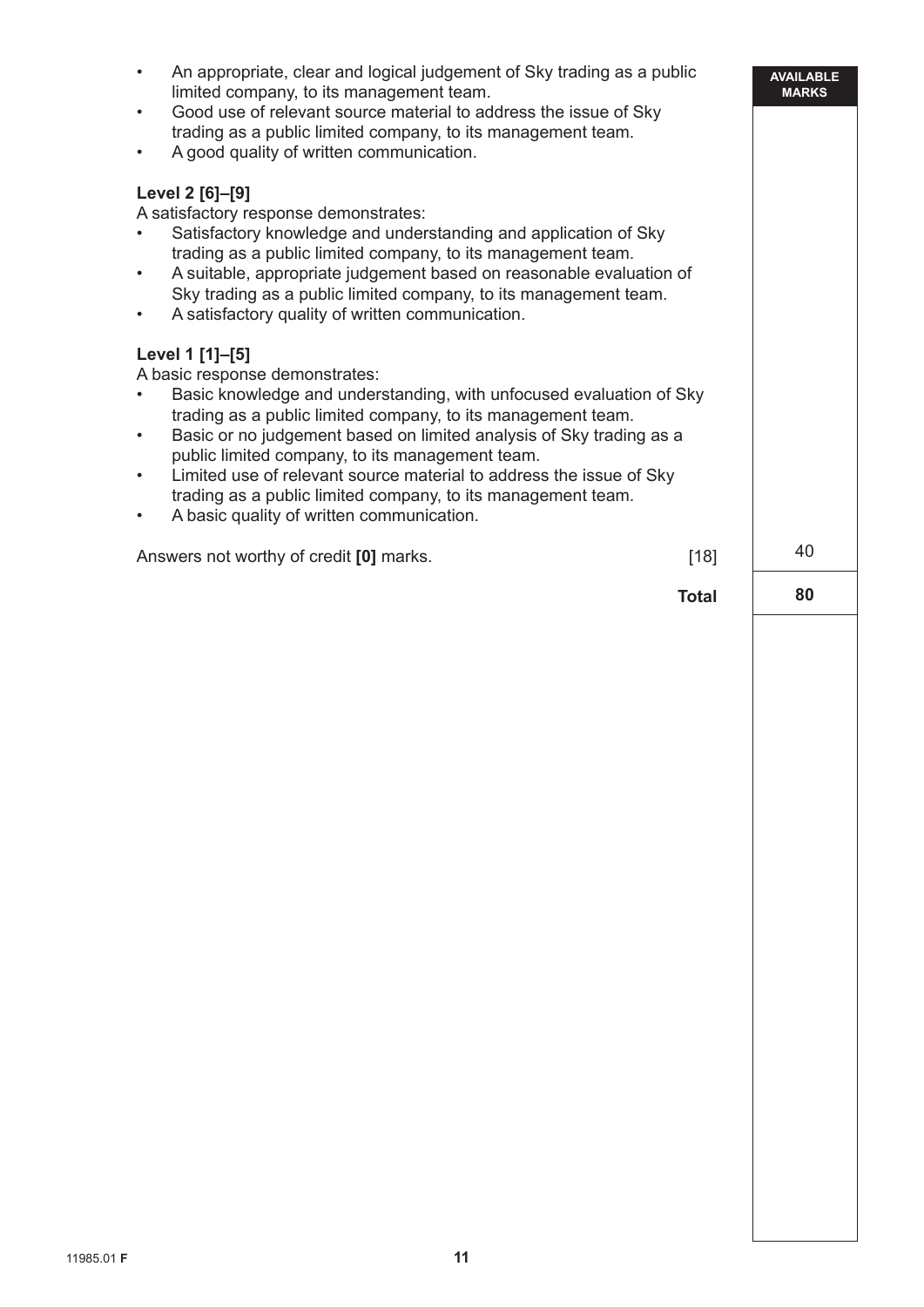- An appropriate, clear and logical judgement of Sky trading as a public limited company, to its management team.
- Good use of relevant source material to address the issue of Sky trading as a public limited company, to its management team.
- A good quality of written communication.

**Level 2 [6]–[9]**

A satisfactory response demonstrates:

- Satisfactory knowledge and understanding and application of Sky trading as a public limited company, to its management team.
- A suitable, appropriate judgement based on reasonable evaluation of Sky trading as a public limited company, to its management team.
- A satisfactory quality of written communication.

**Level 1 [1]–[5]**

A basic response demonstrates:

- Basic knowledge and understanding, with unfocused evaluation of Sky trading as a public limited company, to its management team.
- Basic or no judgement based on limited analysis of Sky trading as a public limited company, to its management team.
- Limited use of relevant source material to address the issue of Sky trading as a public limited company, to its management team.
- A basic quality of written communication.

Answers not worthy of credit **[0]** marks. [18]

| | AVAILABLE MARKS |
|---|---|
| | 40 |
| **Total** | **80** |